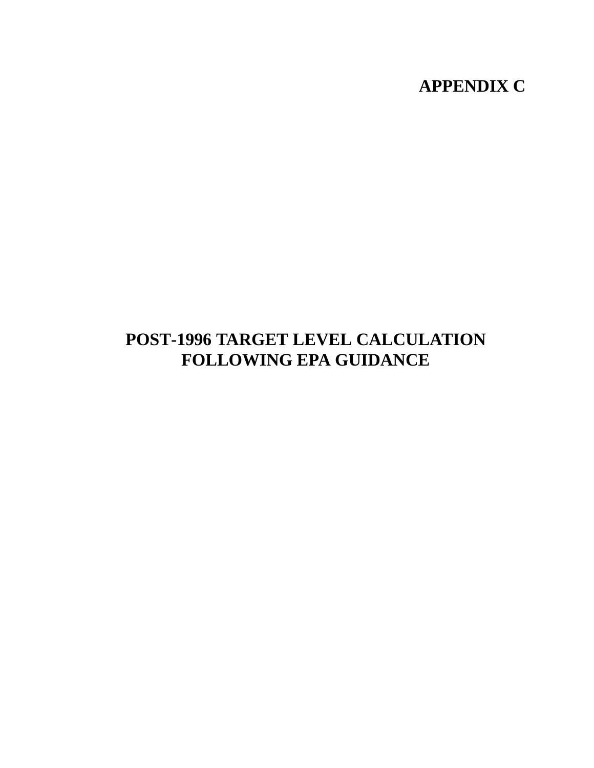# APPENDIX C

# POST-1996 TARGET LEVEL CALCULATION FOLLOWING EPA GUIDANCE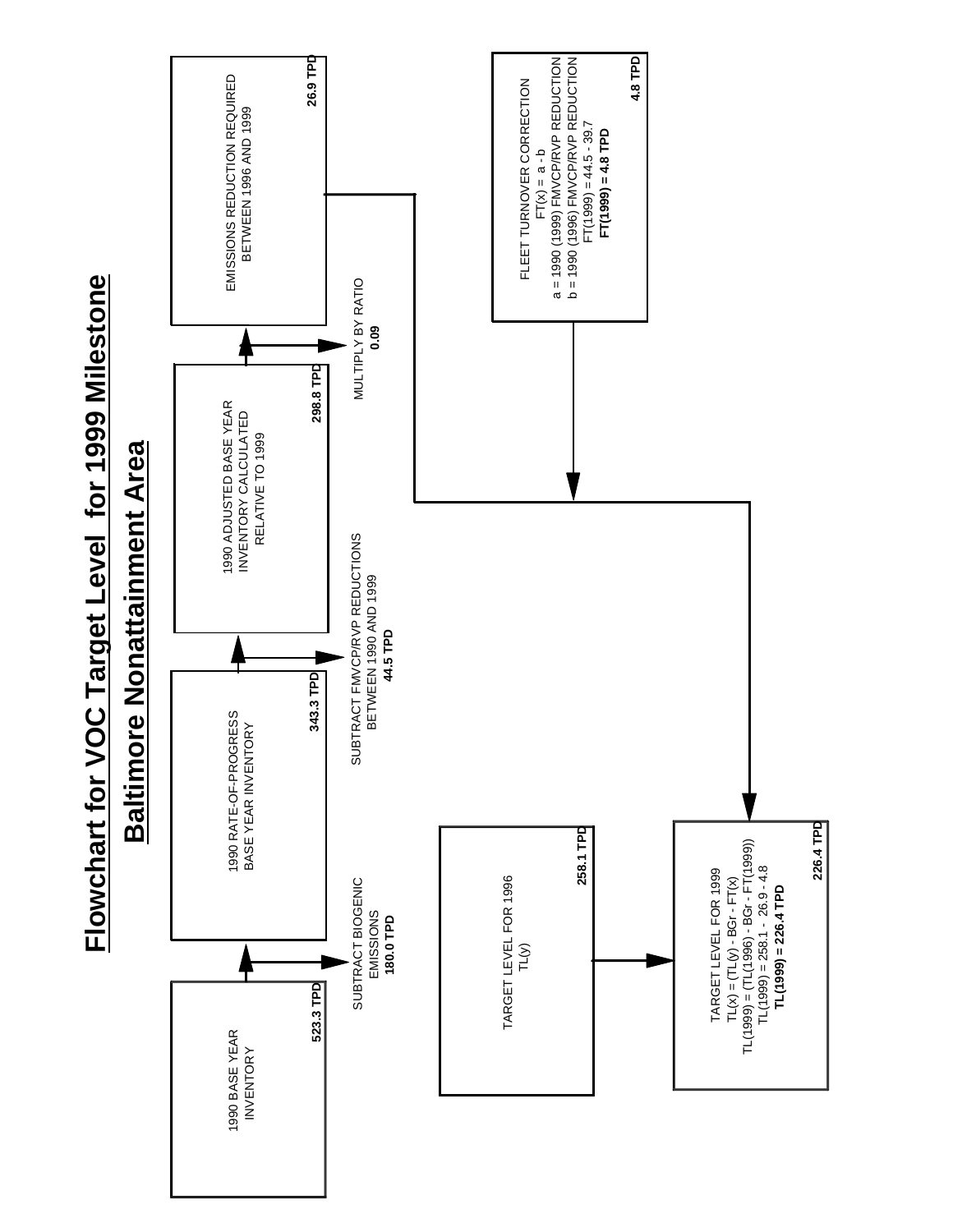# Flowchart for VOC Target Level for 1999 Milestone

## Baltimore Nonattainment Area

**1990 BASE YEAR INVENTORY**
**523.3 TPD**

↓ SUBTRACT BIOGENIC EMISSIONS
**180.0 TPD**

**1990 RATE-OF-PROGRESS BASE YEAR INVENTORY**
**343.3 TPD**

↓ SUBTRACT FMVCP/RVP REDUCTIONS BETWEEN 1990 AND 1999
**44.5 TPD**

**1990 ADJUSTED BASE YEAR INVENTORY CALCULATED RELATIVE TO 1999**
**298.8 TPD**

↓ MULTIPLY BY RATIO
**0.09**

**EMISSIONS REDUCTION REQUIRED BETWEEN 1996 AND 1999**
**26.9 TPD**

---

**FLEET TURNOVER CORRECTION**

FT(x) = a - b

a = 1990 (1999) FMVCP/RVP REDUCTION

b = 1990 (1996) FMVCP/RVP REDUCTION

FT(1999) = 44.5 - 39.7

**FT(1999) = 4.8 TPD**

**4.8 TPD**

---

**TARGET LEVEL FOR 1996**

TL(y)

**258.1 TPD**

---

**TARGET LEVEL FOR 1999**

TL(x) = (TL(y) - BGr - FT(x)

TL(1999) = (TL(1996) - BGr - FT(1999))

TL(1999) = 258.1 - 26.9 - 4.8

**TL(1999) = 226.4 TPD**

**226.4 TPD**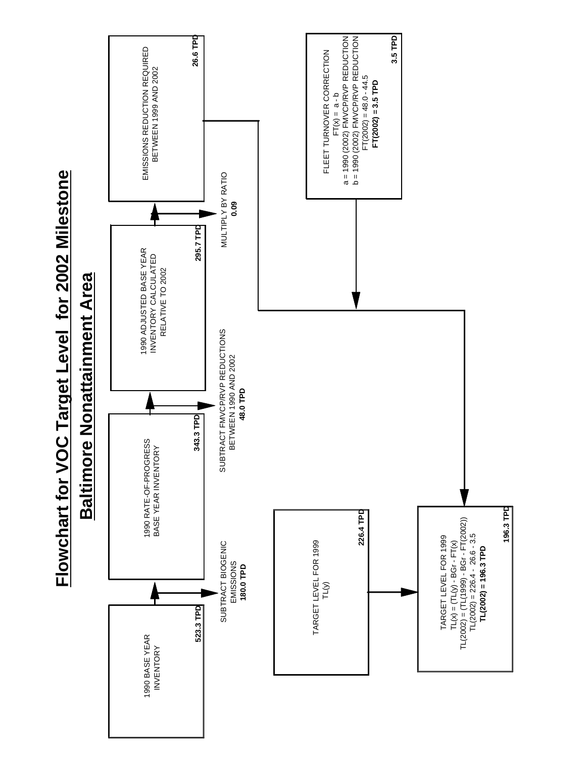# Flowchart for VOC Target Level for 2002 Milestone

## Baltimore Nonattainment Area

**1990 BASE YEAR INVENTORY**
**523.3 TPD**

↓ SUBTRACT BIOGENIC EMISSIONS
**180.0 TPD**

**1990 RATE-OF-PROGRESS BASE YEAR INVENTORY**
**343.3 TPD**

↓ SUBTRACT FMVCP/RVP REDUCTIONS BETWEEN 1990 AND 2002
**48.0 TPD**

**1990 ADJUSTED BASE YEAR INVENTORY CALCULATED RELATIVE TO 2002**
**295.7 TPD**

↓ MULTIPLY BY RATIO
**0.09**

**EMISSIONS REDUCTION REQUIRED BETWEEN 1999 AND 2002**
**26.6 TPD**

**FLEET TURNOVER CORRECTION**

FT(x) = a - b

a = 1990 (2002) FMVCP/RVP REDUCTION

b = 1990 (2002) FMVCP/RVP REDUCTION

FT(2002) = 48.0 - 44.5

**FT(2002) = 3.5 TPD**

**3.5 TPD**

**TARGET LEVEL FOR 1999**

TL(y)

**226.4 TPD**

**TARGET LEVEL FOR 1999**

TL(x) = (TL(y) - BGr - FT(x)

TL(2002) = (TL(1999) - BGr - FT(2002))

TL(2002) = 226.4 - 26.6 - 3.5

**TL(2002) = 196.3 TPD**

**196.3 TPD**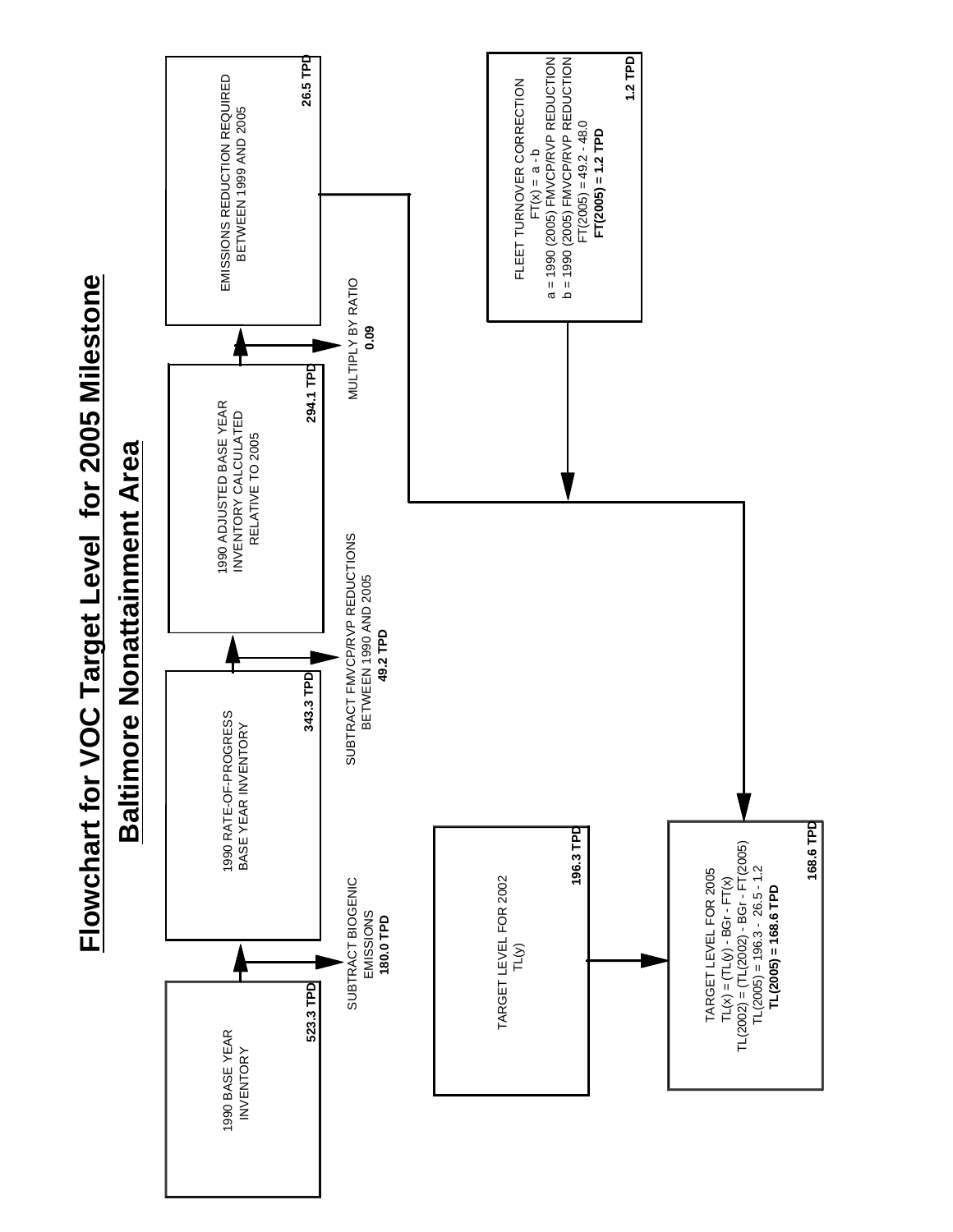# Flowchart for VOC Target Level for 2005 Milestone

## Baltimore Nonattainment Area

**1990 BASE YEAR INVENTORY** — **523.3 TPD**

↓ SUBTRACT BIOGENIC EMISSIONS **180.0 TPD**

**1990 RATE-OF-PROGRESS BASE YEAR INVENTORY** — **343.3 TPD**

↓ SUBTRACT FMVCP/RVP REDUCTIONS BETWEEN 1990 AND 2005 **49.2 TPD**

**1990 ADJUSTED BASE YEAR INVENTORY CALCULATED RELATIVE TO 2005** — **294.1 TPD**

↓ MULTIPLY BY RATIO **0.09**

**EMISSIONS REDUCTION REQUIRED BETWEEN 1999 AND 2005** — **26.5 TPD**

**FLEET TURNOVER CORRECTION** — **1.2 TPD**

FT(x) = a - b

a = 1990 (2005) FMVCP/RVP REDUCTION

b = 1990 (2005) FMVCP/RVP REDUCTION

FT(2005) = 49.2 - 48.0

**FT(2005) = 1.2 TPD**

**TARGET LEVEL FOR 2002** — **196.3 TPD**

TL(y)

**TARGET LEVEL FOR 2005** — **168.6 TPD**

TL(x) = (TL(y) - BGr - FT(x)

TL(2002) = (TL(2002) - BGr - FT(2005)

TL(2005) = 196.3 - 26.5 - 1.2

**TL(2005) = 168.6 TPD**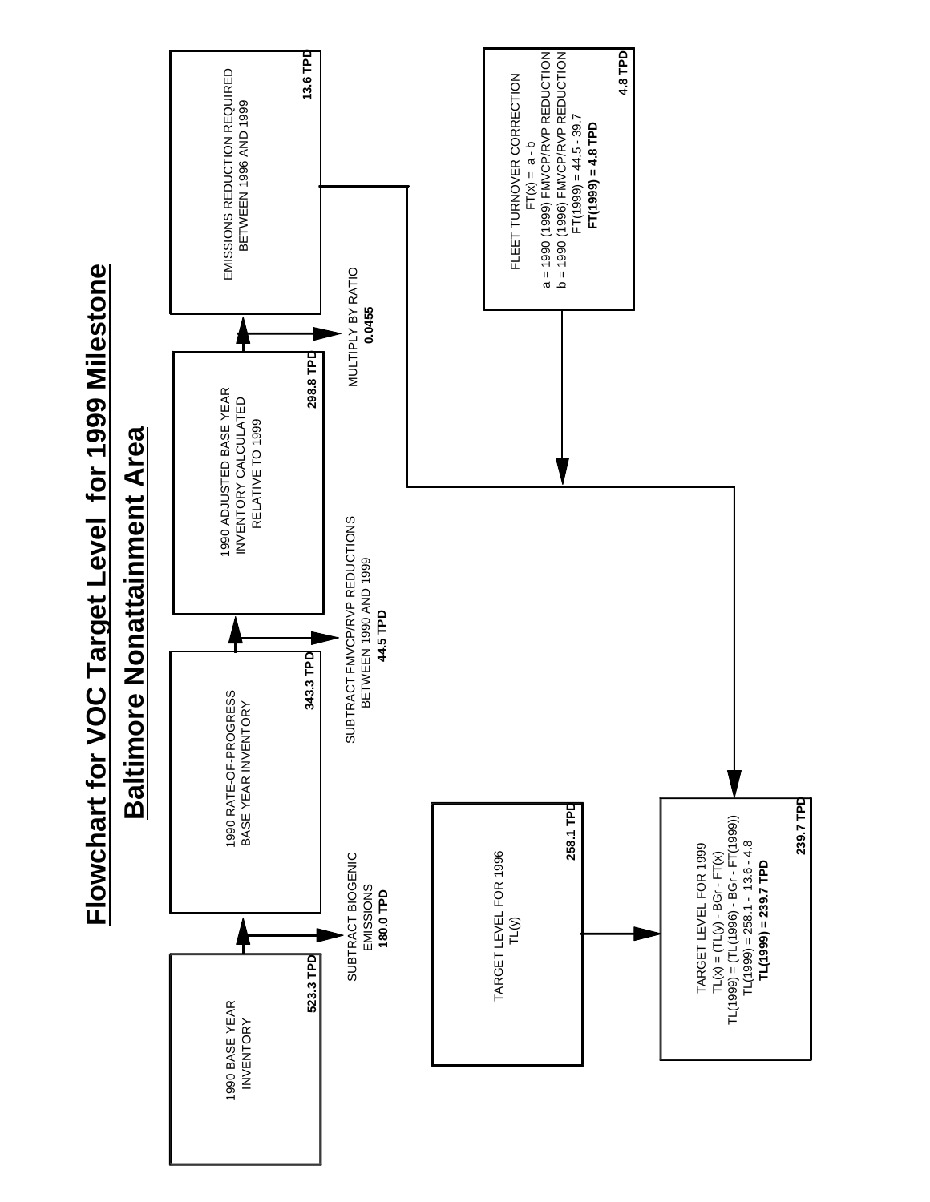# Flowchart for VOC Target Level for 1999 Milestone

## Baltimore Nonattainment Area

**1990 BASE YEAR INVENTORY** — **523.3 TPD**

↓ SUBTRACT BIOGENIC EMISSIONS **180.0 TPD**

**1990 RATE-OF-PROGRESS BASE YEAR INVENTORY** — **343.3 TPD**

↓ SUBTRACT FMVCP/RVP REDUCTIONS BETWEEN 1990 AND 1999 **44.5 TPD**

**1990 ADJUSTED BASE YEAR INVENTORY CALCULATED RELATIVE TO 1999** — **298.8 TPD**

↓ MULTIPLY BY RATIO **0.0455**

**EMISSIONS REDUCTION REQUIRED BETWEEN 1996 AND 1999** — **13.6 TPD**

**FLEET TURNOVER CORRECTION** — **4.8 TPD**

FT(x) = a - b

a = 1990 (1999) FMVCP/RVP REDUCTION

b = 1990 (1996) FMVCP/RVP REDUCTION

FT(1999) = 44.5 - 39.7

**FT(1999) = 4.8 TPD**

**TARGET LEVEL FOR 1996** — TL(y) — **258.1 TPD**

**TARGET LEVEL FOR 1999** — **239.7 TPD**

TL(x) = (TL(y) - BGr - FT(x)

TL(1999) = (TL(1996) - BGr - FT(1999))

TL(1999) = 258.1 - 13.6 - 4.8

**TL(1999) = 239.7 TPD**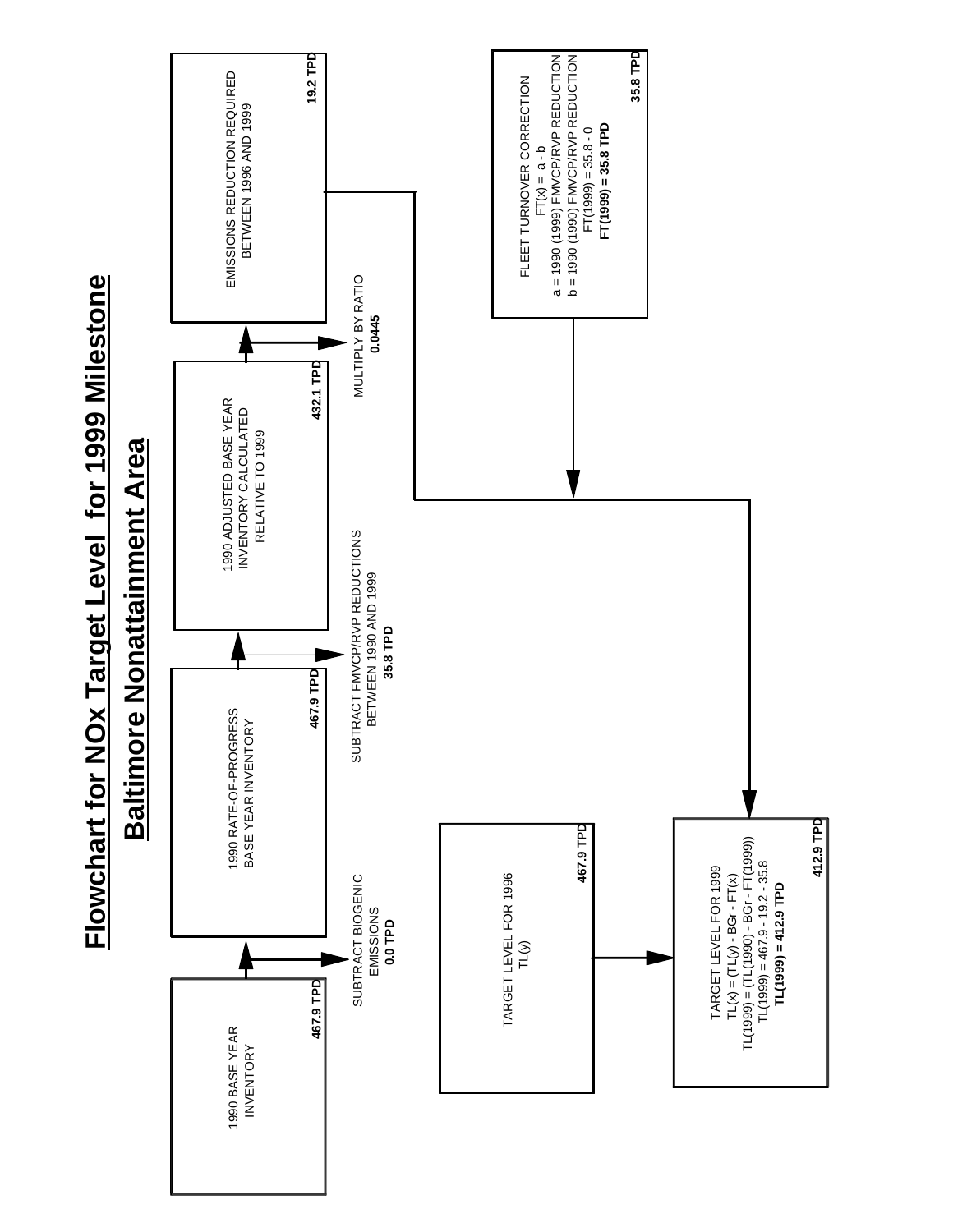# Flowchart for NOx Target Level for 1999 Milestone

## Baltimore Nonattainment Area

**1990 BASE YEAR INVENTORY**
**467.9 TPD**

↓ SUBTRACT BIOGENIC EMISSIONS
**0.0 TPD**

**1990 RATE-OF-PROGRESS BASE YEAR INVENTORY**
**467.9 TPD**

↓ SUBTRACT FMVCP/RVP REDUCTIONS BETWEEN 1990 AND 1999
**35.8 TPD**

**1990 ADJUSTED BASE YEAR INVENTORY CALCULATED RELATIVE TO 1999**
**432.1 TPD**

↓ MULTIPLY BY RATIO
**0.0445**

**EMISSIONS REDUCTION REQUIRED BETWEEN 1996 AND 1999**
**19.2 TPD**

---

**FLEET TURNOVER CORRECTION**

$FT(x) = a - b$

a = 1990 (1999) FMVCP/RVP REDUCTION

b = 1990 (1990) FMVCP/RVP REDUCTION

$FT(1999) = 35.8 - 0$

**$FT(1999) = 35.8$ TPD**

**35.8 TPD**

---

**TARGET LEVEL FOR 1996**

$TL(y)$

**467.9 TPD**

---

**TARGET LEVEL FOR 1999**

$TL(x) = (TL(y) - BGr - FT(x))$

$TL(1999) = (TL(1990) - BGr - FT(1999))$

$TL(1999) = 467.9 - 19.2 - 35.8$

**$TL(1999) = 412.9$ TPD**

**412.9 TPD**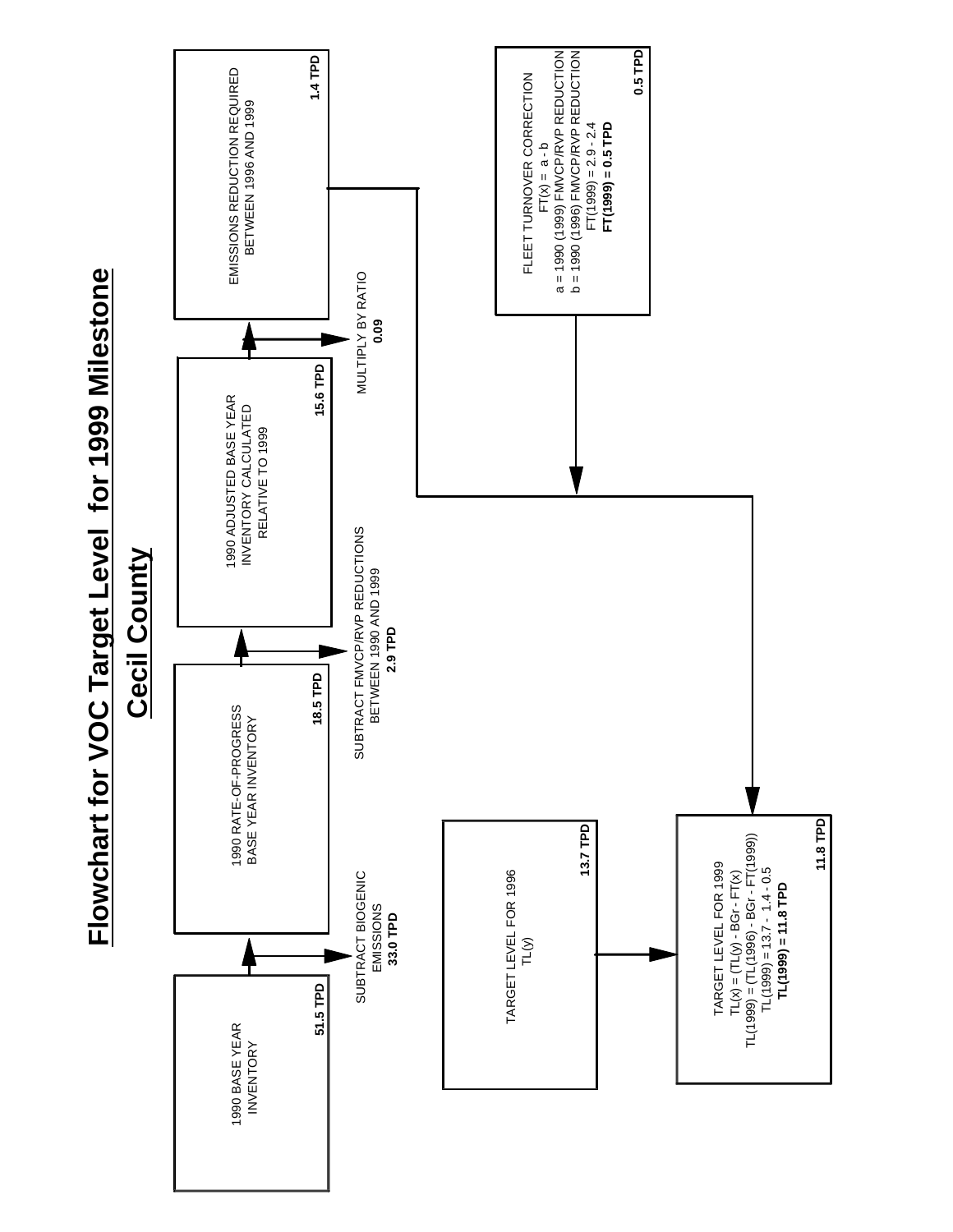# Flowchart for VOC Target Level for 1999 Milestone

## Cecil County

**1990 BASE YEAR INVENTORY**
**51.5 TPD**

↓ SUBTRACT BIOGENIC EMISSIONS
**33.0 TPD**

**1990 RATE-OF-PROGRESS BASE YEAR INVENTORY**
**18.5 TPD**

↓ SUBTRACT FMVCP/RVP REDUCTIONS BETWEEN 1990 AND 1999
**2.9 TPD**

**1990 ADJUSTED BASE YEAR INVENTORY CALCULATED RELATIVE TO 1999**
**15.6 TPD**

↓ MULTIPLY BY RATIO
**0.09**

**EMISSIONS REDUCTION REQUIRED BETWEEN 1996 AND 1999**
**1.4 TPD**

**FLEET TURNOVER CORRECTION**

FT(x) = a - b

a = 1990 (1999) FMVCP/RVP REDUCTION

b = 1990 (1996) FMVCP/RVP REDUCTION

FT(1999) = 2.9 - 2.4

**FT(1999) = 0.5 TPD**

**0.5 TPD**

**TARGET LEVEL FOR 1996**

TL(y)

**13.7 TPD**

**TARGET LEVEL FOR 1999**

TL(x) = (TL(y) - BGr - FT(x)

TL(1999) = (TL(1996) - BGr - FT(1999))

TL(1999) = 13.7 - 1.4 - 0.5

**TL(1999) = 11.8 TPD**

**11.8 TPD**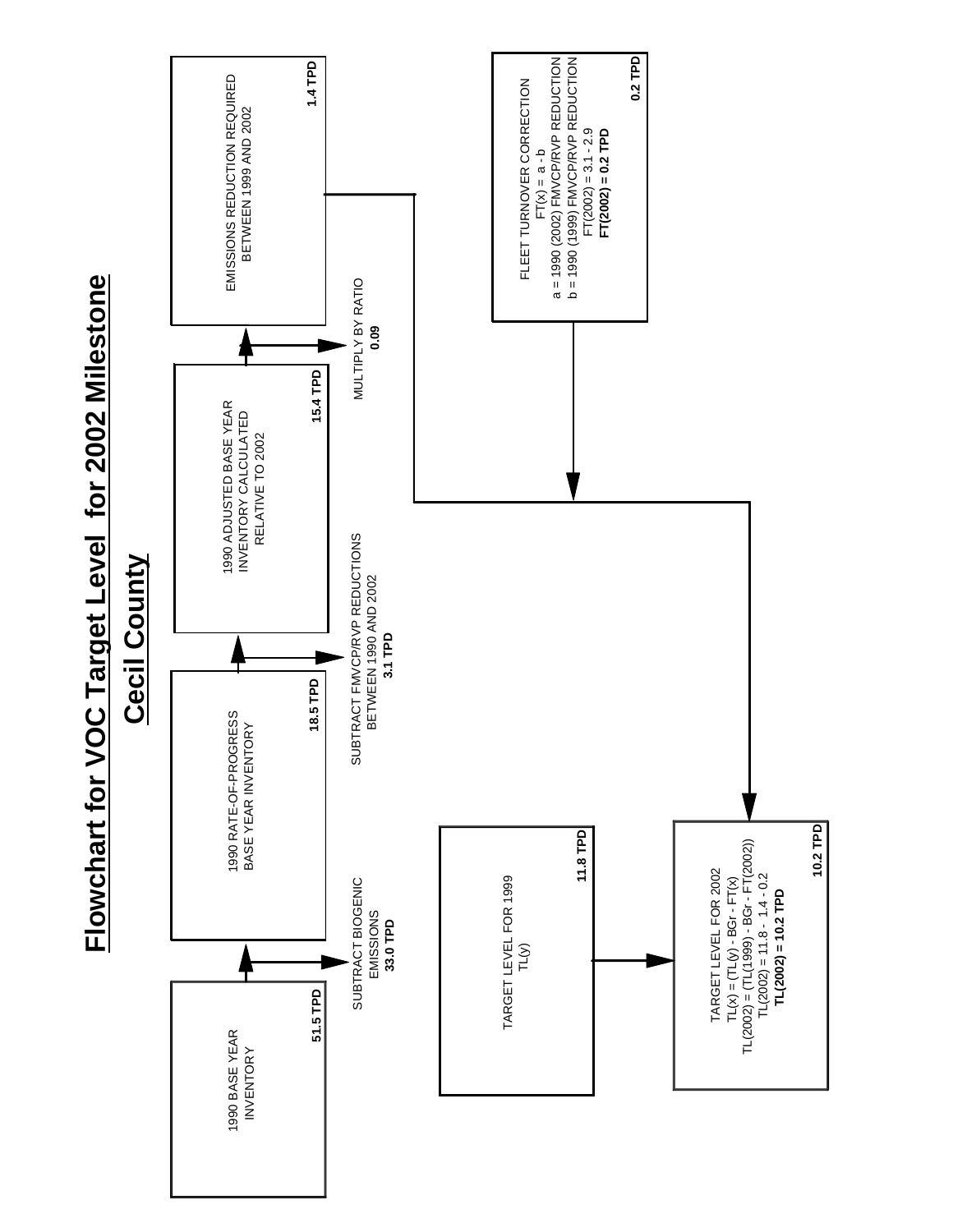# Flowchart for VOC Target Level for 2002 Milestone

## Cecil County

**1990 BASE YEAR INVENTORY**
**51.5 TPD**

↓ SUBTRACT BIOGENIC EMISSIONS **33.0 TPD**

**1990 RATE-OF-PROGRESS BASE YEAR INVENTORY**
**18.5 TPD**

↓ SUBTRACT FMVCP/RVP REDUCTIONS BETWEEN 1990 AND 2002 **3.1 TPD**

**1990 ADJUSTED BASE YEAR INVENTORY CALCULATED RELATIVE TO 2002**
**15.4 TPD**

↓ MULTIPLY BY RATIO **0.09**

**EMISSIONS REDUCTION REQUIRED BETWEEN 1999 AND 2002**
**1.4 TPD**

**FLEET TURNOVER CORRECTION**

$FT(x) = a - b$

a = 1990 (2002) FMVCP/RVP REDUCTION

b = 1990 (1999) FMVCP/RVP REDUCTION

$FT(2002) = 3.1 - 2.9$

**$FT(2002) = 0.2$ TPD**

**0.2 TPD**

**TARGET LEVEL FOR 1999**
$TL(y)$
**11.8 TPD**

**TARGET LEVEL FOR 2002**

$TL(x) = (TL(y) - BGr - FT(x)$

$TL(2002) = (TL(1999) - BGr - FT(2002))$

$TL(2002) = 11.8 - 1.4 - 0.2$

**$TL(2002) = 10.2$ TPD**

**10.2 TPD**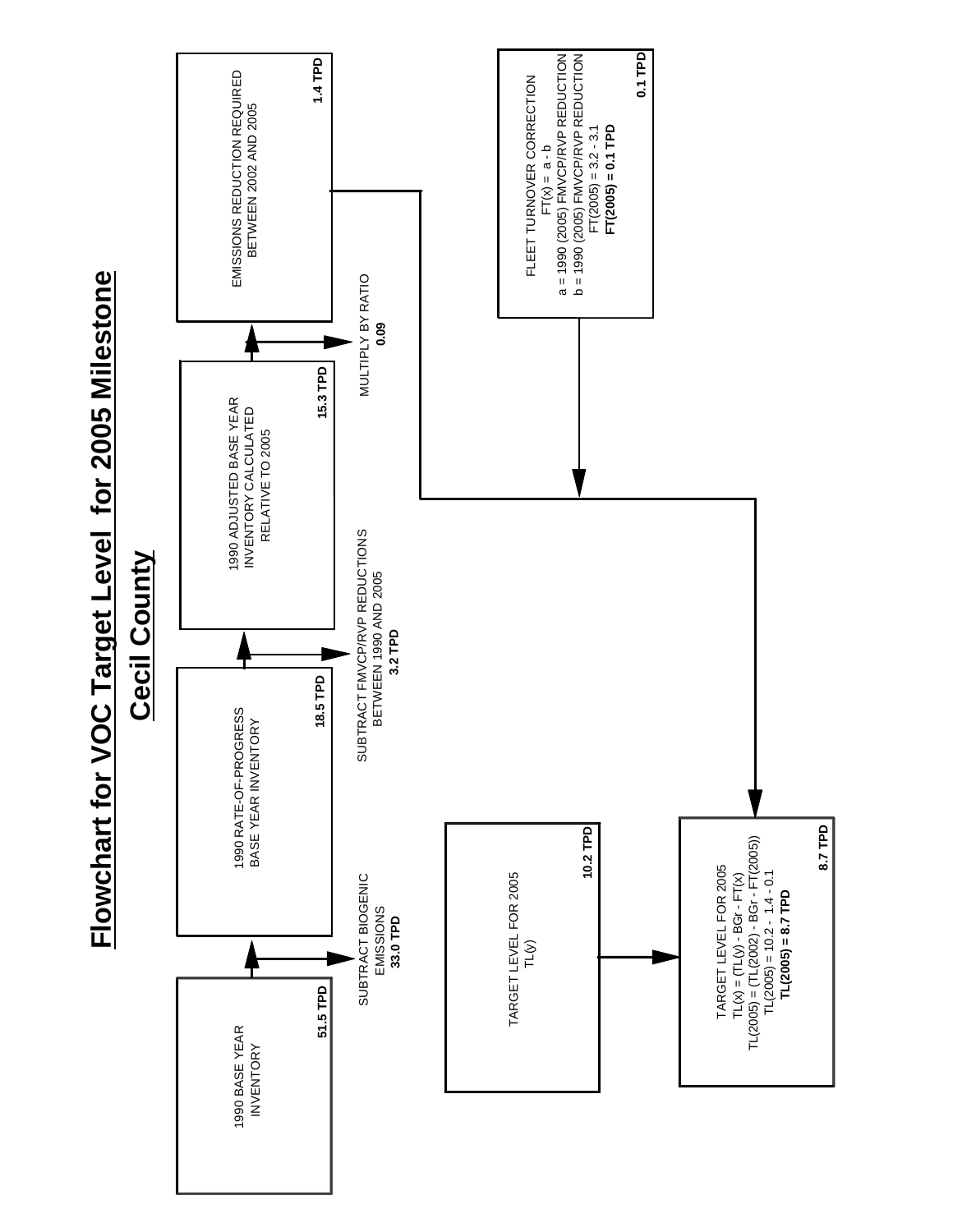# Flowchart for VOC Target Level for 2005 Milestone

## Cecil County

1990 BASE YEAR INVENTORY
**51.5 TPD**

SUBTRACT BIOGENIC EMISSIONS
**33.0 TPD**

1990 RATE-OF-PROGRESS BASE YEAR INVENTORY
**18.5 TPD**

SUBTRACT FMVCP/RVP REDUCTIONS BETWEEN 1990 AND 2005
**3.2 TPD**

1990 ADJUSTED BASE YEAR INVENTORY CALCULATED RELATIVE TO 2005
**15.3 TPD**

MULTIPLY BY RATIO
**0.09**

EMISSIONS REDUCTION REQUIRED BETWEEN 2002 AND 2005
**1.4 TPD**

FLEET TURNOVER CORRECTION
FT(x) = a - b
a = 1990 (2005) FMVCP/RVP REDUCTION
b = 1990 (2005) FMVCP/RVP REDUCTION
FT(2005) = 3.2 - 3.1
**FT(2005) = 0.1 TPD**
**0.1 TPD**

TARGET LEVEL FOR 2005
TL(y)
**10.2 TPD**

TARGET LEVEL FOR 2005
TL(x) = (TL(y) - BGr - FT(x)
TL(2005) = (TL(2002) - BGr - FT(2005))
TL(2005) = 10.2 - 1.4 - 0.1
**TL(2005) = 8.7 TPD**
**8.7 TPD**